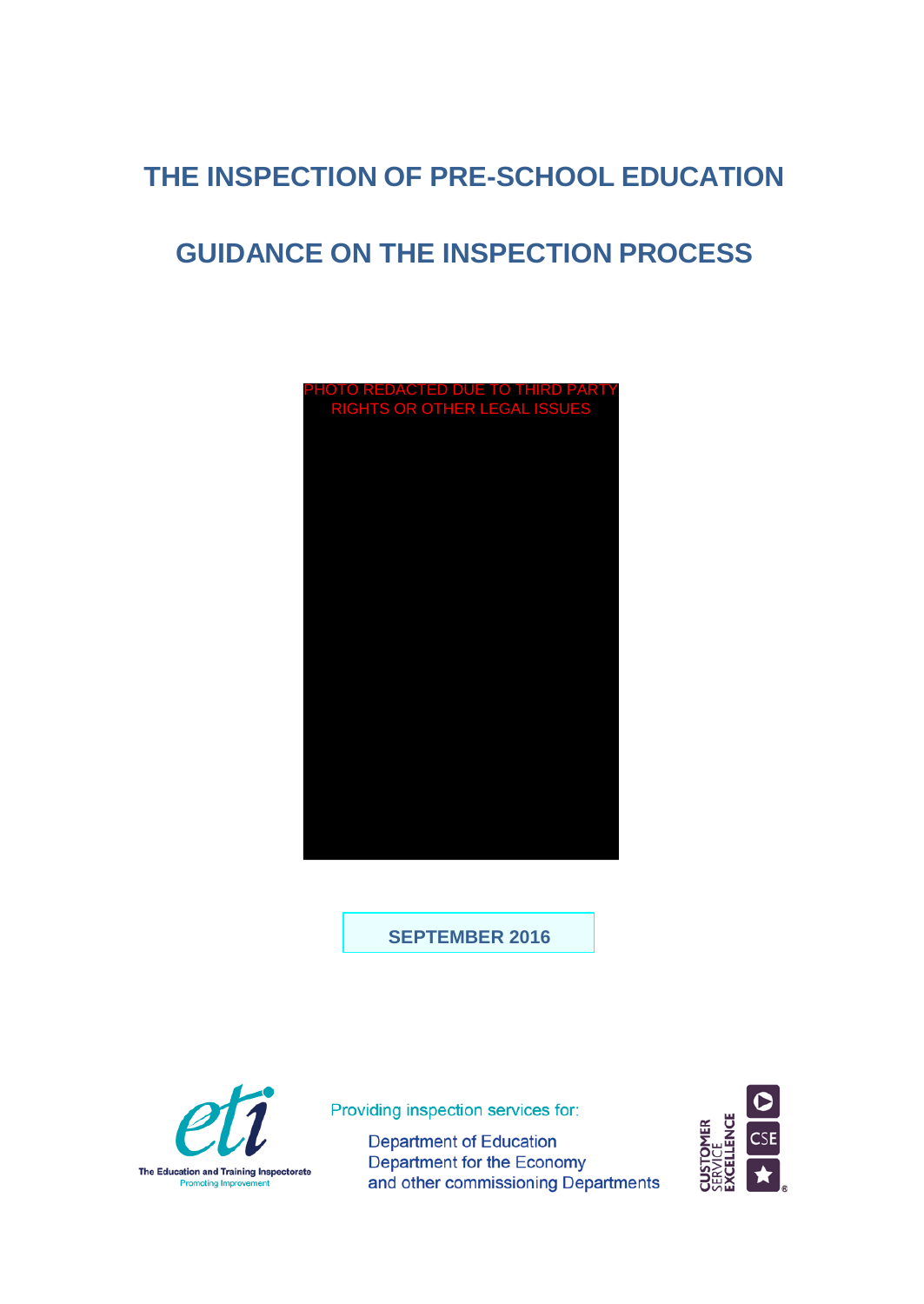# THE INSPECTION OF PRE-SCHOOL EDUCATION

# GUIDANCE ON THE INSPECTION PROCESS

PHOTO REDACTED DUE TO THIRD PARTY RIGHTS OR OTHER LEGAL ISSUES

**SEPTEMBER 2016**

The Education and Training Inspectorate
Promoting Improvement

Providing inspection services for:

Department of Education
Department for the Economy
and other commissioning Departments

CUSTOMER SERVICE EXCELLENCE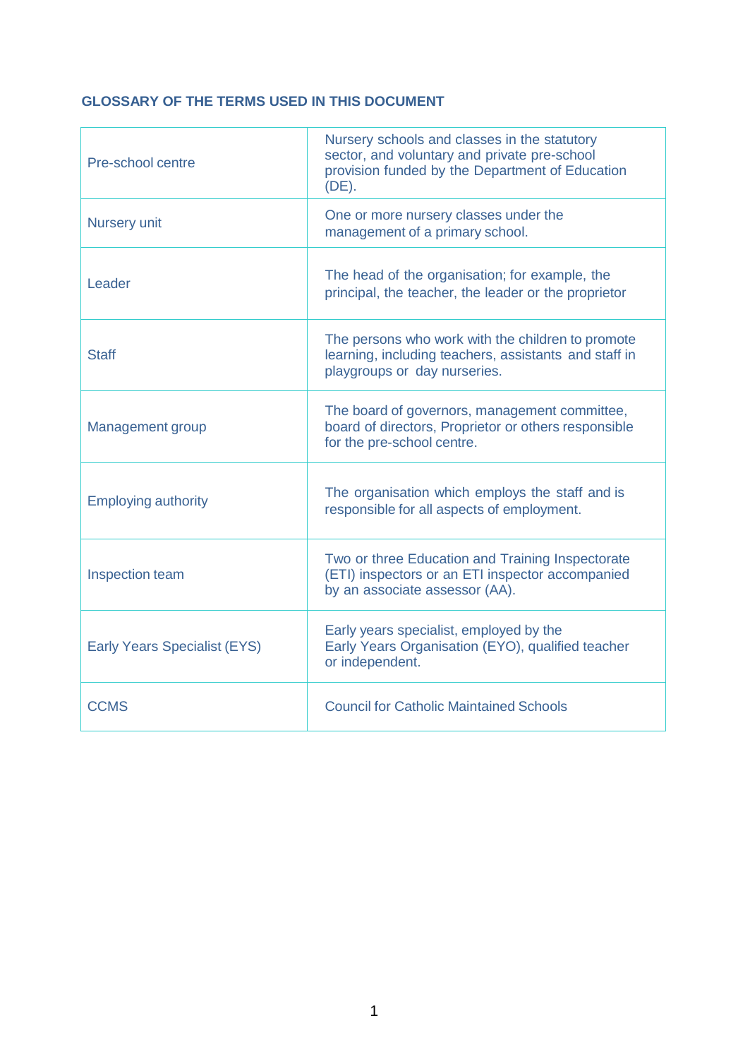## GLOSSARY OF THE TERMS USED IN THIS DOCUMENT

| Term | Definition |
|---|---|
| Pre-school centre | Nursery schools and classes in the statutory sector, and voluntary and private pre-school provision funded by the Department of Education (DE). |
| Nursery unit | One or more nursery classes under the management of a primary school. |
| Leader | The head of the organisation; for example, the principal, the teacher, the leader or the proprietor |
| Staff | The persons who work with the children to promote learning, including teachers, assistants and staff in playgroups or day nurseries. |
| Management group | The board of governors, management committee, board of directors, Proprietor or others responsible for the pre-school centre. |
| Employing authority | The organisation which employs the staff and is responsible for all aspects of employment. |
| Inspection team | Two or three Education and Training Inspectorate (ETI) inspectors or an ETI inspector accompanied by an associate assessor (AA). |
| Early Years Specialist (EYS) | Early years specialist, employed by the Early Years Organisation (EYO), qualified teacher or independent. |
| CCMS | Council for Catholic Maintained Schools |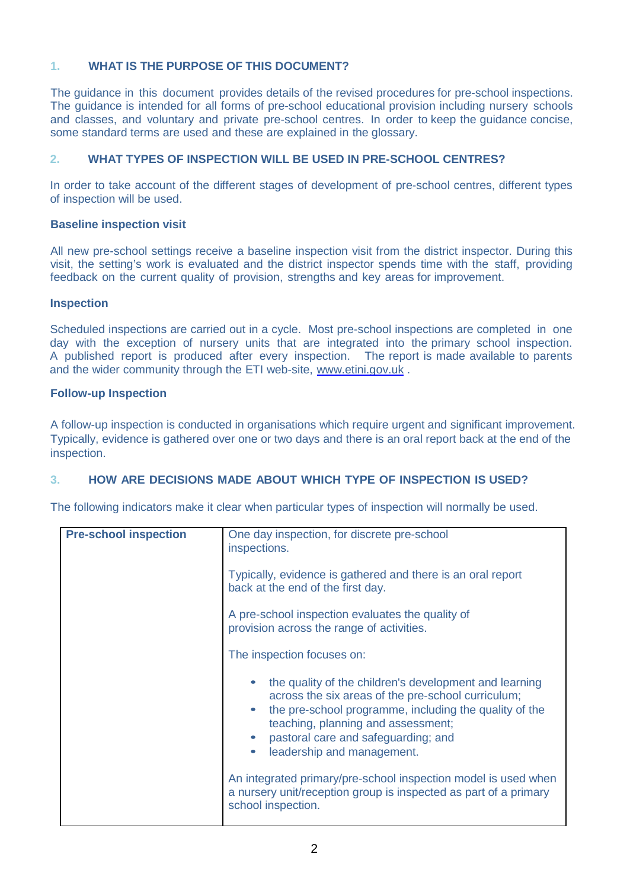## 1. WHAT IS THE PURPOSE OF THIS DOCUMENT?

The guidance in this document provides details of the revised procedures for pre-school inspections. The guidance is intended for all forms of pre-school educational provision including nursery schools and classes, and voluntary and private pre-school centres. In order to keep the guidance concise, some standard terms are used and these are explained in the glossary.

## 2. WHAT TYPES OF INSPECTION WILL BE USED IN PRE-SCHOOL CENTRES?

In order to take account of the different stages of development of pre-school centres, different types of inspection will be used.

### Baseline inspection visit

All new pre-school settings receive a baseline inspection visit from the district inspector. During this visit, the setting's work is evaluated and the district inspector spends time with the staff, providing feedback on the current quality of provision, strengths and key areas for improvement.

### Inspection

Scheduled inspections are carried out in a cycle. Most pre-school inspections are completed in one day with the exception of nursery units that are integrated into the primary school inspection. A published report is produced after every inspection. The report is made available to parents and the wider community through the ETI web-site, www.etini.gov.uk .

### Follow-up Inspection

A follow-up inspection is conducted in organisations which require urgent and significant improvement. Typically, evidence is gathered over one or two days and there is an oral report back at the end of the inspection.

## 3. HOW ARE DECISIONS MADE ABOUT WHICH TYPE OF INSPECTION IS USED?

The following indicators make it clear when particular types of inspection will normally be used.

| | |
|---|---|
| **Pre-school inspection** | One day inspection, for discrete pre-school inspections.<br><br>Typically, evidence is gathered and there is an oral report back at the end of the first day.<br><br>A pre-school inspection evaluates the quality of provision across the range of activities.<br><br>The inspection focuses on:<br><br>• the quality of the children's development and learning across the six areas of the pre-school curriculum;<br>• the pre-school programme, including the quality of the teaching, planning and assessment;<br>• pastoral care and safeguarding; and<br>• leadership and management.<br><br>An integrated primary/pre-school inspection model is used when a nursery unit/reception group is inspected as part of a primary school inspection. |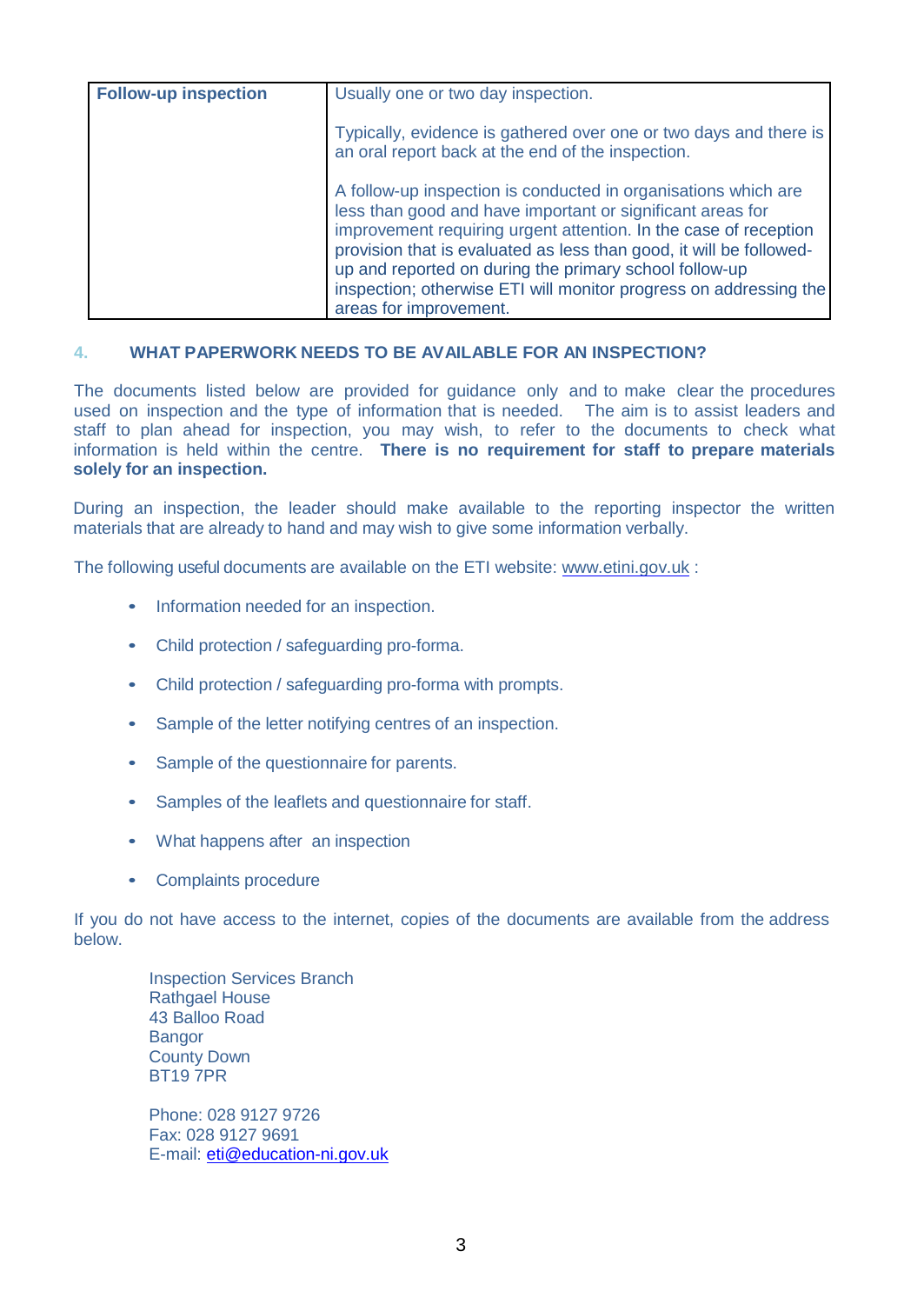| Follow-up inspection | Usually one or two day inspection.<br><br>Typically, evidence is gathered over one or two days and there is an oral report back at the end of the inspection.<br><br>A follow-up inspection is conducted in organisations which are less than good and have important or significant areas for improvement requiring urgent attention. In the case of reception provision that is evaluated as less than good, it will be followed-up and reported on during the primary school follow-up inspection; otherwise ETI will monitor progress on addressing the areas for improvement. |
|---|---|

## 4. WHAT PAPERWORK NEEDS TO BE AVAILABLE FOR AN INSPECTION?

The documents listed below are provided for guidance only and to make clear the procedures used on inspection and the type of information that is needed. The aim is to assist leaders and staff to plan ahead for inspection, you may wish, to refer to the documents to check what information is held within the centre. **There is no requirement for staff to prepare materials solely for an inspection.**

During an inspection, the leader should make available to the reporting inspector the written materials that are already to hand and may wish to give some information verbally.

The following useful documents are available on the ETI website: www.etini.gov.uk :

- Information needed for an inspection.
- Child protection / safeguarding pro-forma.
- Child protection / safeguarding pro-forma with prompts.
- Sample of the letter notifying centres of an inspection.
- Sample of the questionnaire for parents.
- Samples of the leaflets and questionnaire for staff.
- What happens after an inspection
- Complaints procedure

If you do not have access to the internet, copies of the documents are available from the address below.

Inspection Services Branch  
Rathgael House  
43 Balloo Road  
Bangor  
County Down  
BT19 7PR

Phone: 028 9127 9726  
Fax: 028 9127 9691  
E-mail: eti@education-ni.gov.uk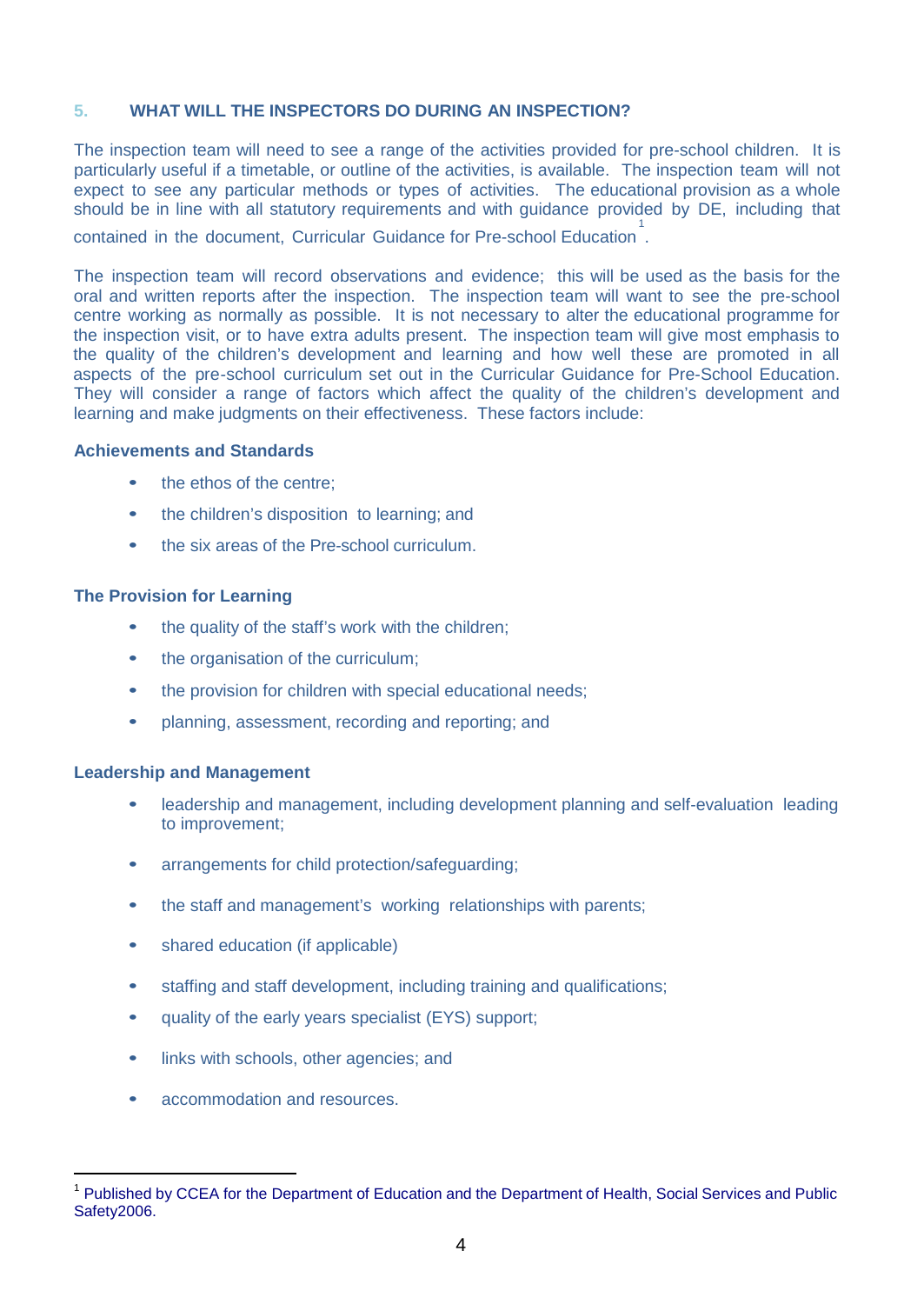## 5. WHAT WILL THE INSPECTORS DO DURING AN INSPECTION?

The inspection team will need to see a range of the activities provided for pre-school children. It is particularly useful if a timetable, or outline of the activities, is available. The inspection team will not expect to see any particular methods or types of activities. The educational provision as a whole should be in line with all statutory requirements and with guidance provided by DE, including that contained in the document, Curricular Guidance for Pre-school Education[1].

The inspection team will record observations and evidence; this will be used as the basis for the oral and written reports after the inspection. The inspection team will want to see the pre-school centre working as normally as possible. It is not necessary to alter the educational programme for the inspection visit, or to have extra adults present. The inspection team will give most emphasis to the quality of the children's development and learning and how well these are promoted in all aspects of the pre-school curriculum set out in the Curricular Guidance for Pre-School Education. They will consider a range of factors which affect the quality of the children's development and learning and make judgments on their effectiveness. These factors include:

**Achievements and Standards**

- the ethos of the centre;
- the children's disposition to learning; and
- the six areas of the Pre-school curriculum.

**The Provision for Learning**

- the quality of the staff's work with the children;
- the organisation of the curriculum;
- the provision for children with special educational needs;
- planning, assessment, recording and reporting; and

**Leadership and Management**

- leadership and management, including development planning and self-evaluation leading to improvement;
- arrangements for child protection/safeguarding;
- the staff and management's working relationships with parents;
- shared education (if applicable)
- staffing and staff development, including training and qualifications;
- quality of the early years specialist (EYS) support;
- links with schools, other agencies; and
- accommodation and resources.

---

[1] Published by CCEA for the Department of Education and the Department of Health, Social Services and Public Safety2006.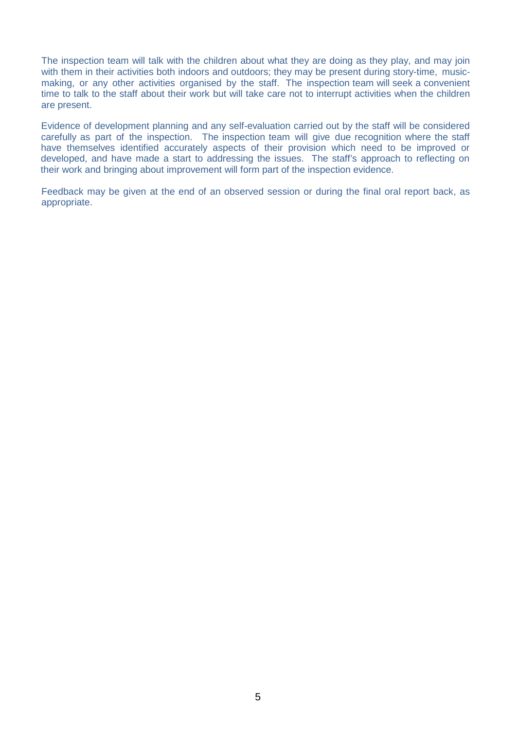The inspection team will talk with the children about what they are doing as they play, and may join with them in their activities both indoors and outdoors; they may be present during story-time, music-making, or any other activities organised by the staff. The inspection team will seek a convenient time to talk to the staff about their work but will take care not to interrupt activities when the children are present.

Evidence of development planning and any self-evaluation carried out by the staff will be considered carefully as part of the inspection. The inspection team will give due recognition where the staff have themselves identified accurately aspects of their provision which need to be improved or developed, and have made a start to addressing the issues. The staff's approach to reflecting on their work and bringing about improvement will form part of the inspection evidence.

Feedback may be given at the end of an observed session or during the final oral report back, as appropriate.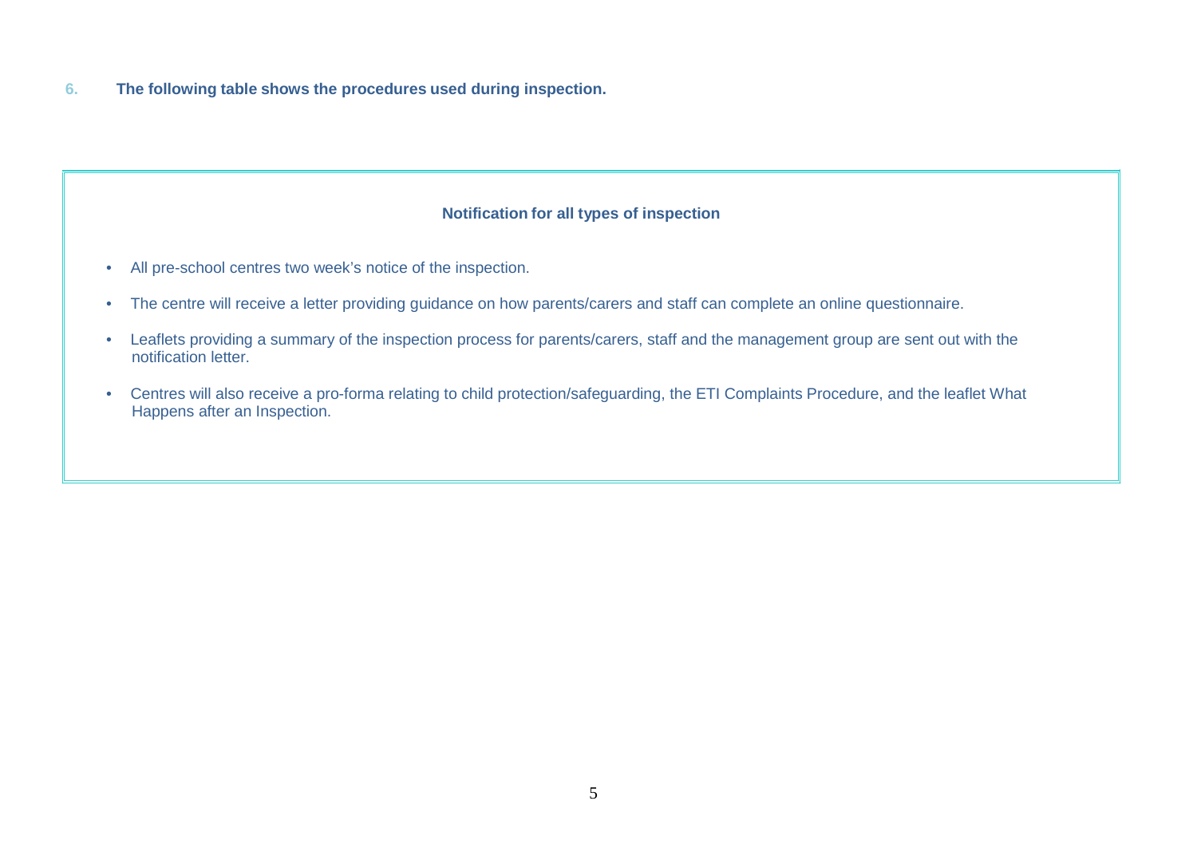**6. The following table shows the procedures used during inspection.**

| Notification for all types of inspection |
|---|
| • All pre-school centres two week's notice of the inspection.<br>• The centre will receive a letter providing guidance on how parents/carers and staff can complete an online questionnaire.<br>• Leaflets providing a summary of the inspection process for parents/carers, staff and the management group are sent out with the notification letter.<br>• Centres will also receive a pro-forma relating to child protection/safeguarding, the ETI Complaints Procedure, and the leaflet What Happens after an Inspection. |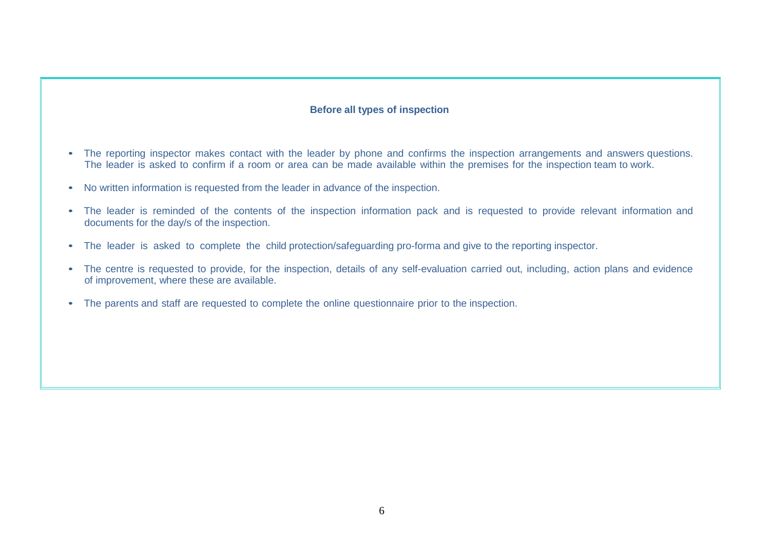**Before all types of inspection**

- The reporting inspector makes contact with the leader by phone and confirms the inspection arrangements and answers questions. The leader is asked to confirm if a room or area can be made available within the premises for the inspection team to work.
- No written information is requested from the leader in advance of the inspection.
- The leader is reminded of the contents of the inspection information pack and is requested to provide relevant information and documents for the day/s of the inspection.
- The leader is asked to complete the child protection/safeguarding pro-forma and give to the reporting inspector.
- The centre is requested to provide, for the inspection, details of any self-evaluation carried out, including, action plans and evidence of improvement, where these are available.
- The parents and staff are requested to complete the online questionnaire prior to the inspection.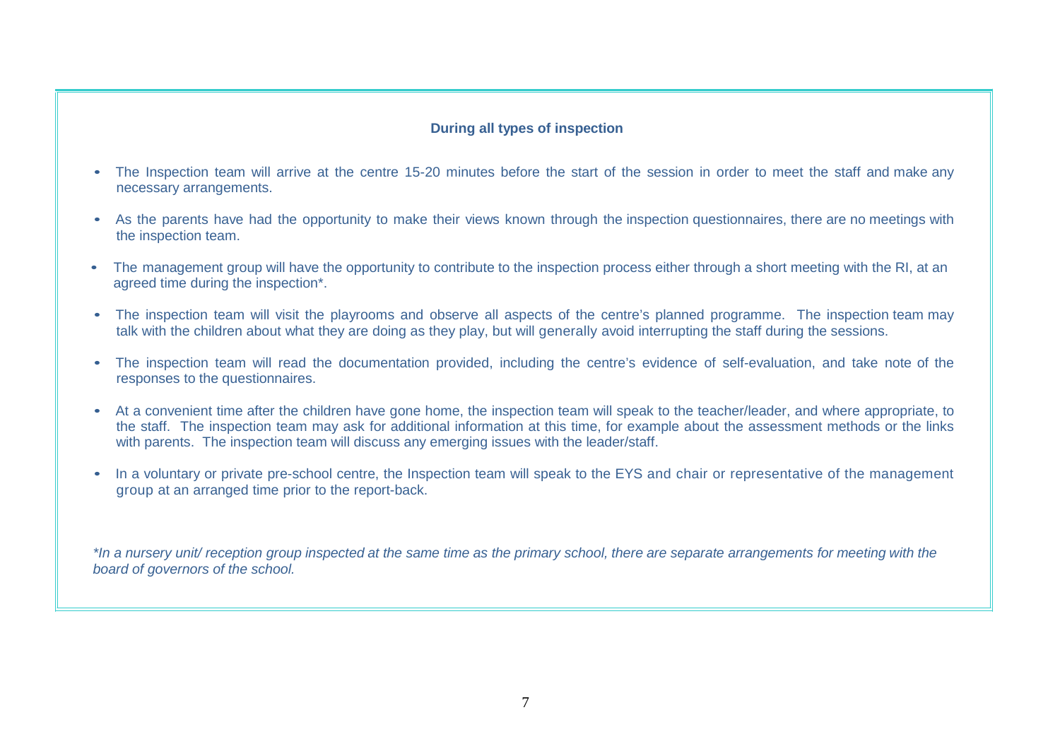**During all types of inspection**

- The Inspection team will arrive at the centre 15-20 minutes before the start of the session in order to meet the staff and make any necessary arrangements.
- As the parents have had the opportunity to make their views known through the inspection questionnaires, there are no meetings with the inspection team.
- The management group will have the opportunity to contribute to the inspection process either through a short meeting with the RI, at an agreed time during the inspection*.
- The inspection team will visit the playrooms and observe all aspects of the centre's planned programme. The inspection team may talk with the children about what they are doing as they play, but will generally avoid interrupting the staff during the sessions.
- The inspection team will read the documentation provided, including the centre's evidence of self-evaluation, and take note of the responses to the questionnaires.
- At a convenient time after the children have gone home, the inspection team will speak to the teacher/leader, and where appropriate, to the staff. The inspection team may ask for additional information at this time, for example about the assessment methods or the links with parents. The inspection team will discuss any emerging issues with the leader/staff.
- In a voluntary or private pre-school centre, the Inspection team will speak to the EYS and chair or representative of the management group at an arranged time prior to the report-back.

*\*In a nursery unit/ reception group inspected at the same time as the primary school, there are separate arrangements for meeting with the board of governors of the school.*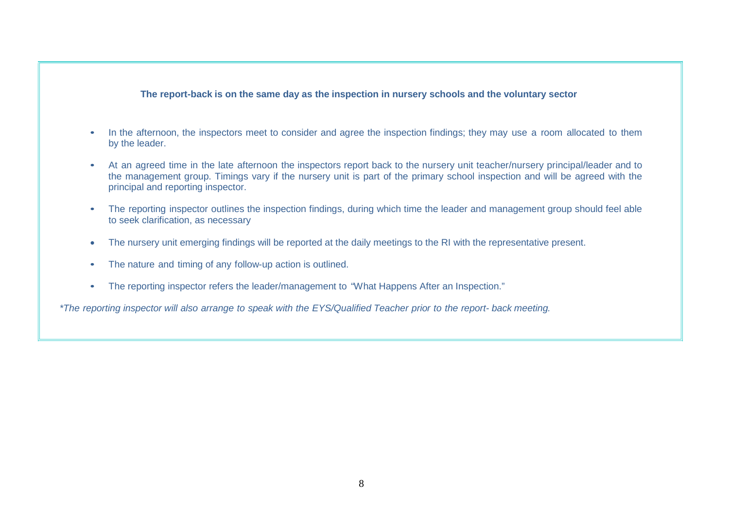**The report-back is on the same day as the inspection in nursery schools and the voluntary sector**

- In the afternoon, the inspectors meet to consider and agree the inspection findings; they may use a room allocated to them by the leader.
- At an agreed time in the late afternoon the inspectors report back to the nursery unit teacher/nursery principal/leader and to the management group. Timings vary if the nursery unit is part of the primary school inspection and will be agreed with the principal and reporting inspector.
- The reporting inspector outlines the inspection findings, during which time the leader and management group should feel able to seek clarification, as necessary
- The nursery unit emerging findings will be reported at the daily meetings to the RI with the representative present.
- The nature and timing of any follow-up action is outlined.
- The reporting inspector refers the leader/management to "What Happens After an Inspection."

*\*The reporting inspector will also arrange to speak with the EYS/Qualified Teacher prior to the report- back meeting.*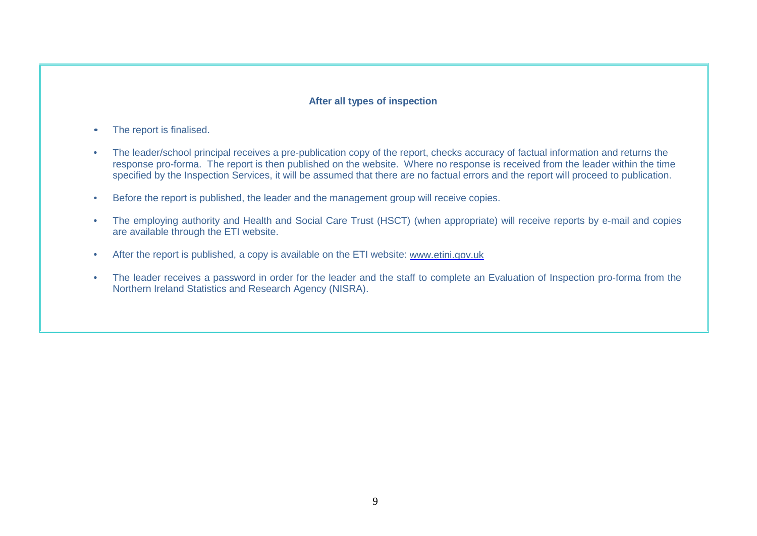### After all types of inspection

- The report is finalised.
- The leader/school principal receives a pre-publication copy of the report, checks accuracy of factual information and returns the response pro-forma. The report is then published on the website. Where no response is received from the leader within the time specified by the Inspection Services, it will be assumed that there are no factual errors and the report will proceed to publication.
- Before the report is published, the leader and the management group will receive copies.
- The employing authority and Health and Social Care Trust (HSCT) (when appropriate) will receive reports by e-mail and copies are available through the ETI website.
- After the report is published, a copy is available on the ETI website: www.etini.gov.uk
- The leader receives a password in order for the leader and the staff to complete an Evaluation of Inspection pro-forma from the Northern Ireland Statistics and Research Agency (NISRA).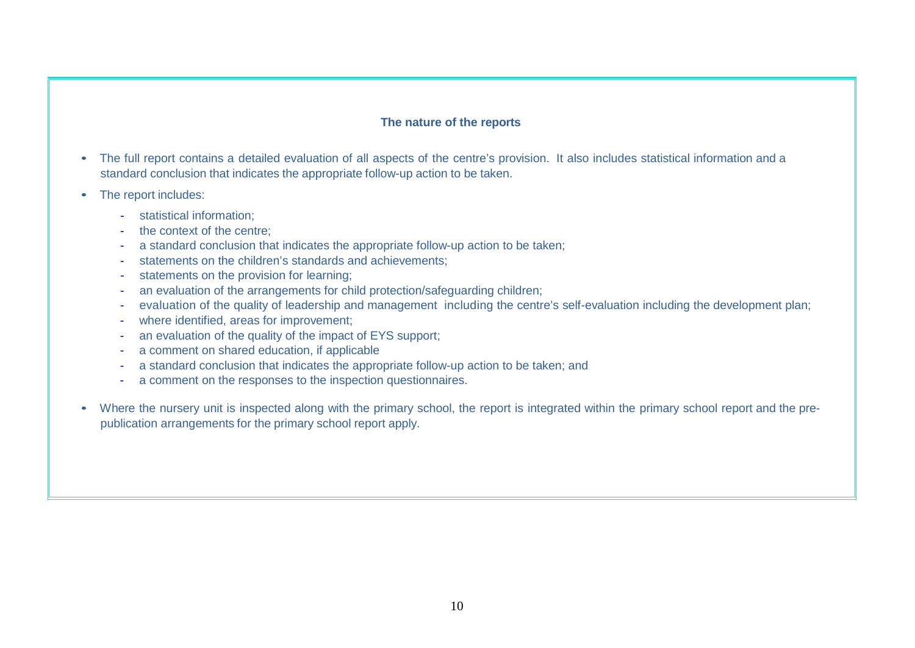### The nature of the reports

- The full report contains a detailed evaluation of all aspects of the centre's provision. It also includes statistical information and a standard conclusion that indicates the appropriate follow-up action to be taken.
- The report includes:
  - statistical information;
  - the context of the centre;
  - a standard conclusion that indicates the appropriate follow-up action to be taken;
  - statements on the children's standards and achievements;
  - statements on the provision for learning;
  - an evaluation of the arrangements for child protection/safeguarding children;
  - evaluation of the quality of leadership and management including the centre's self-evaluation including the development plan;
  - where identified, areas for improvement;
  - an evaluation of the quality of the impact of EYS support;
  - a comment on shared education, if applicable
  - a standard conclusion that indicates the appropriate follow-up action to be taken; and
  - a comment on the responses to the inspection questionnaires.
- Where the nursery unit is inspected along with the primary school, the report is integrated within the primary school report and the pre-publication arrangements for the primary school report apply.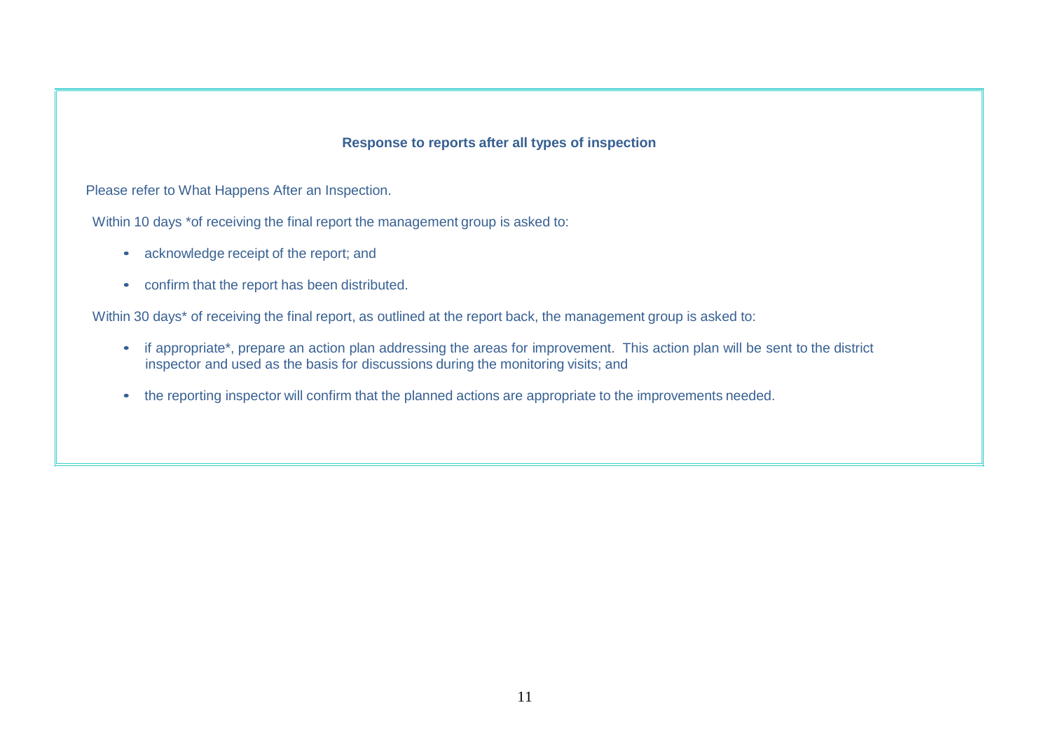### Response to reports after all types of inspection

Please refer to What Happens After an Inspection.

Within 10 days *of receiving the final report the management group is asked to:

- acknowledge receipt of the report; and
- confirm that the report has been distributed.

Within 30 days* of receiving the final report, as outlined at the report back, the management group is asked to:

- if appropriate*, prepare an action plan addressing the areas for improvement. This action plan will be sent to the district inspector and used as the basis for discussions during the monitoring visits; and
- the reporting inspector will confirm that the planned actions are appropriate to the improvements needed.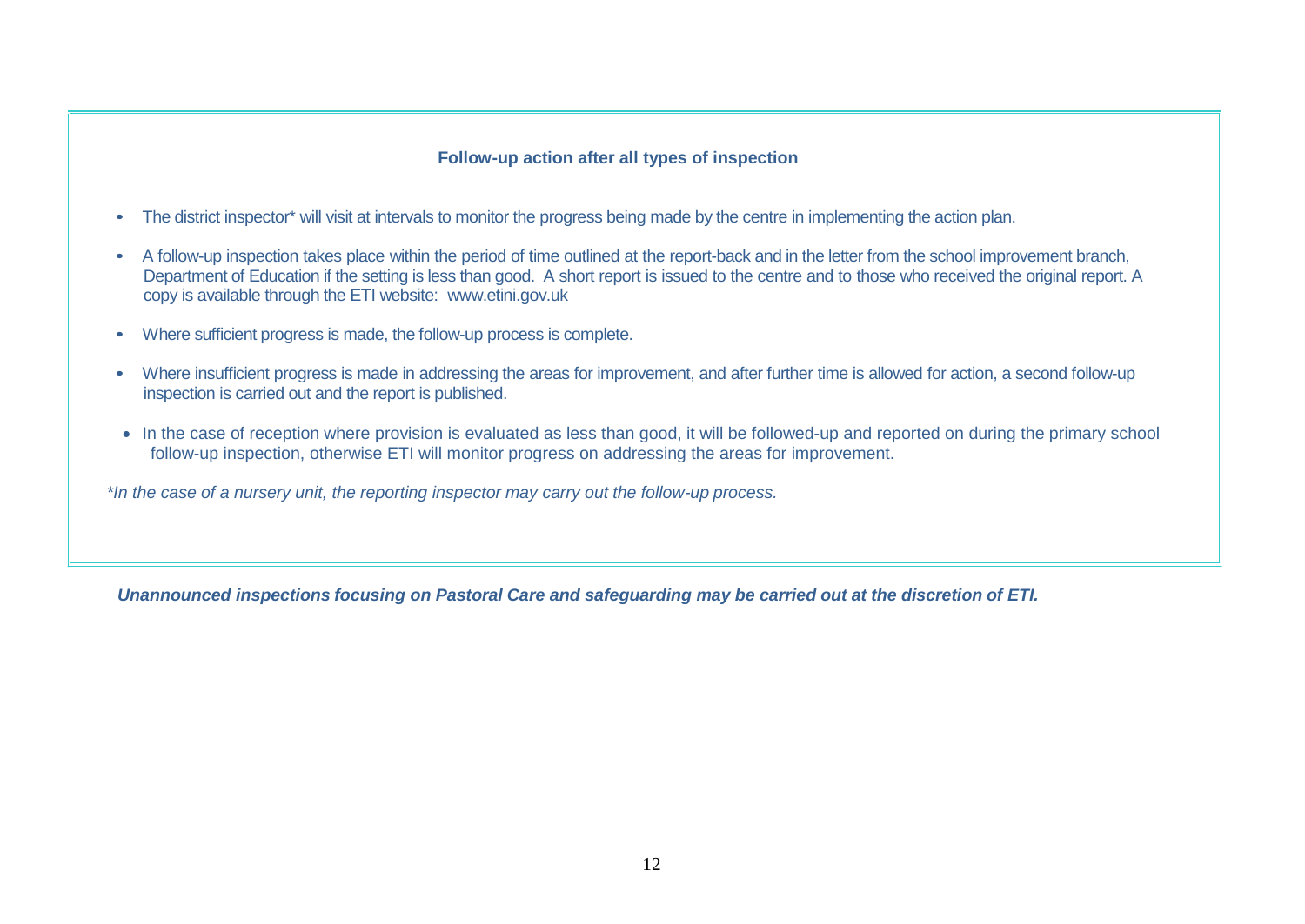### Follow-up action after all types of inspection

- The district inspector* will visit at intervals to monitor the progress being made by the centre in implementing the action plan.
- A follow-up inspection takes place within the period of time outlined at the report-back and in the letter from the school improvement branch, Department of Education if the setting is less than good. A short report is issued to the centre and to those who received the original report. A copy is available through the ETI website: www.etini.gov.uk
- Where sufficient progress is made, the follow-up process is complete.
- Where insufficient progress is made in addressing the areas for improvement, and after further time is allowed for action, a second follow-up inspection is carried out and the report is published.
- In the case of reception where provision is evaluated as less than good, it will be followed-up and reported on during the primary school follow-up inspection, otherwise ETI will monitor progress on addressing the areas for improvement.

*\*In the case of a nursery unit, the reporting inspector may carry out the follow-up process.*

***Unannounced inspections focusing on Pastoral Care and safeguarding may be carried out at the discretion of ETI.***